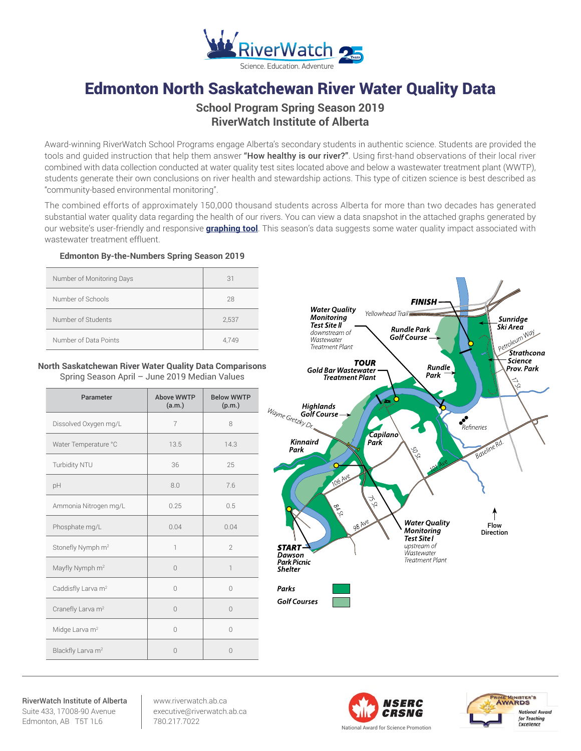# Edmonton North Saskatchewan River Water Quality Data

## School Program Spring Season 2019
## RiverWatch Institute of Alberta

Award-winning RiverWatch School Programs engage Alberta's secondary students in authentic science. Students are provided the tools and guided instruction that help them answer **"How healthy is our river?"**. Using first-hand observations of their local river combined with data collection conducted at water quality test sites located above and below a wastewater treatment plant (WWTP), students generate their own conclusions on river health and stewardship actions. This type of citizen science is best described as "community-based environmental monitoring".

The combined efforts of approximately 150,000 thousand students across Alberta for more than two decades has generated substantial water quality data regarding the health of our rivers. You can view a data snapshot in the attached graphs generated by our website's user-friendly and responsive **graphing tool**. This season's data suggests some water quality impact associated with wastewater treatment effluent.

### Edmonton By-the-Numbers Spring Season 2019

| | |
|---|---|
| Number of Monitoring Days | 31 |
| Number of Schools | 28 |
| Number of Students | 2,537 |
| Number of Data Points | 4,749 |

### North Saskatchewan River Water Quality Data Comparisons
Spring Season April – June 2019 Median Values

| Parameter | Above WWTP (a.m.) | Below WWTP (p.m.) |
|---|---|---|
| Dissolved Oxygen mg/L | 7 | 8 |
| Water Temperature °C | 13.5 | 14.3 |
| Turbidity NTU | 36 | 25 |
| pH | 8.0 | 7.6 |
| Ammonia Nitrogen mg/L | 0.25 | 0.5 |
| Phosphate mg/L | 0.04 | 0.04 |
| Stonefly Nymph m² | 1 | 2 |
| Mayfly Nymph m² | 0 | 1 |
| Caddisfly Larva m² | 0 | 0 |
| Cranefly Larva m² | 0 | 0 |
| Midge Larva m² | 0 | 0 |
| Blackfly Larva m² | 0 | 0 |

FINISH — Water Quality Monitoring Test Site II downstream of Wastewater Treatment Plant — TOUR Gold Bar Wastewater Treatment Plant — START Dawson Park Picnic Shelter — Water Quality Monitoring Test Site I upstream of Wastewater Treatment Plant

Parks — Golf Courses

**RiverWatch Institute of Alberta**
Suite 433, 17008-90 Avenue
Edmonton, AB T5T 1L6

www.riverwatch.ab.ca
executive@riverwatch.ab.ca
780.217.7022

NSERC CRSNG — National Award for Science Promotion

Prime Minister's Awards — National Award for Teaching Excellence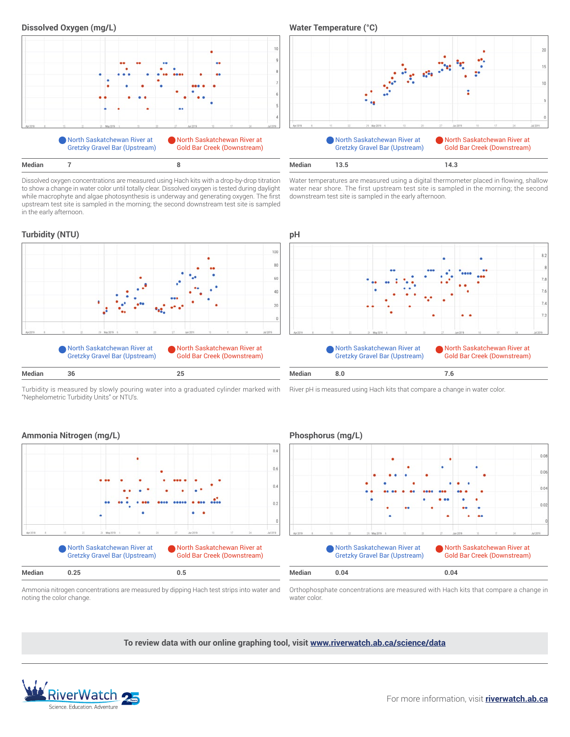## Dissolved Oxygen (mg/L)

North Saskatchewan River at Gretzky Gravel Bar (Upstream) | North Saskatchewan River at Gold Bar Creek (Downstream)

| Median | 7 | 8 |
|---|---|---|

Dissolved oxygen concentrations are measured using Hach kits with a drop-by-drop titration to show a change in water color until totally clear. Dissolved oxygen is tested during daylight while macrophyte and algae photosynthesis is underway and generating oxygen. The first upstream test site is sampled in the morning; the second downstream test site is sampled in the early afternoon.

## Water Temperature (°C)

North Saskatchewan River at Gretzky Gravel Bar (Upstream) | North Saskatchewan River at Gold Bar Creek (Downstream)

| Median | 13.5 | 14.3 |
|---|---|---|

Water temperatures are measured using a digital thermometer placed in flowing, shallow water near shore. The first upstream test site is sampled in the morning; the second downstream test site is sampled in the early afternoon.

## Turbidity (NTU)

North Saskatchewan River at Gretzky Gravel Bar (Upstream) | North Saskatchewan River at Gold Bar Creek (Downstream)

| Median | 36 | 25 |
|---|---|---|

Turbidity is measured by slowly pouring water into a graduated cylinder marked with "Nephelometric Turbidity Units" or NTU's.

## pH

North Saskatchewan River at Gretzky Gravel Bar (Upstream) | North Saskatchewan River at Gold Bar Creek (Downstream)

| Median | 8.0 | 7.6 |
|---|---|---|

River pH is measured using Hach kits that compare a change in water color.

## Ammonia Nitrogen (mg/L)

North Saskatchewan River at Gretzky Gravel Bar (Upstream) | North Saskatchewan River at Gold Bar Creek (Downstream)

| Median | 0.25 | 0.5 |
|---|---|---|

Ammonia nitrogen concentrations are measured by dipping Hach test strips into water and noting the color change.

## Phosphorus (mg/L)

North Saskatchewan River at Gretzky Gravel Bar (Upstream) | North Saskatchewan River at Gold Bar Creek (Downstream)

| Median | 0.04 | 0.04 |
|---|---|---|

Orthophosphate concentrations are measured with Hach kits that compare a change in water color.

**To review data with our online graphing tool, visit www.riverwatch.ab.ca/science/data**

RiverWatch 25 Years — Science. Education. Adventure

For more information, visit **riverwatch.ab.ca**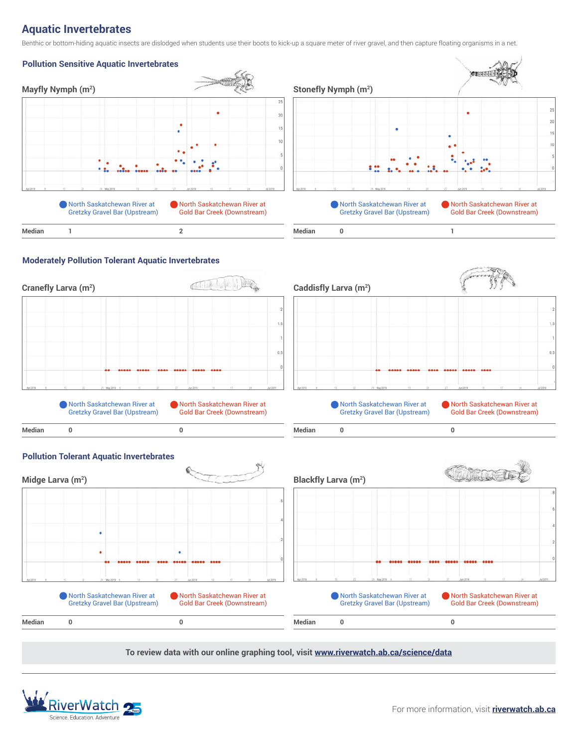## Aquatic Invertebrates

Benthic or bottom-hiding aquatic insects are dislodged when students use their boots to kick-up a square meter of river gravel, and then capture floating organisms in a net.

### Pollution Sensitive Aquatic Invertebrates

#### Mayfly Nymph (m²)

25
20
15
10
5
0

Apr 2019 8 15 22 29 May 2019 6 13 20 27 Jun 2019 10 17 24 Jul 2019

North Saskatchewan River at Gretzky Gravel Bar (Upstream)
North Saskatchewan River at Gold Bar Creek (Downstream)

| Median | 1 | 2 |
|---|---|---|

#### Stonefly Nymph (m²)

25
20
15
10
5
0

Apr 2019 8 15 22 29 May 2019 6 13 20 27 Jun 2019 10 17 24 Jul 2019

North Saskatchewan River at Gretzky Gravel Bar (Upstream)
North Saskatchewan River at Gold Bar Creek (Downstream)

| Median | 0 | 1 |
|---|---|---|

### Moderately Pollution Tolerant Aquatic Invertebrates

#### Cranefly Larva (m²)

2
1.5
1
0.5
0

Apr 2019 8 15 22 29 May 2019 6 13 20 27 Jun 2019 10 17 24 Jul 2019

North Saskatchewan River at Gretzky Gravel Bar (Upstream)
North Saskatchewan River at Gold Bar Creek (Downstream)

| Median | 0 | 0 |
|---|---|---|

#### Caddisfly Larva (m²)

2
1.5
1
0.5
0

Apr 2019 8 15 22 29 May 2019 6 13 20 27 Jun 2019 10 17 24 Jul 2019

North Saskatchewan River at Gretzky Gravel Bar (Upstream)
North Saskatchewan River at Gold Bar Creek (Downstream)

| Median | 0 | 0 |
|---|---|---|

### Pollution Tolerant Aquatic Invertebrates

#### Midge Larva (m²)

6
4
2
0

Apr 2019 8 15 22 29 May 2019 6 13 20 27 Jun 2019 10 17 24 Jul 2019

North Saskatchewan River at Gretzky Gravel Bar (Upstream)
North Saskatchewan River at Gold Bar Creek (Downstream)

| Median | 0 | 0 |
|---|---|---|

#### Blackfly Larva (m²)

8
6
4
2
0

Apr 2019 8 15 22 29 May 2019 6 13 20 27 Jun 2019 10 17 24 Jul 2019

North Saskatchewan River at Gretzky Gravel Bar (Upstream)
North Saskatchewan River at Gold Bar Creek (Downstream)

| Median | 0 | 0 |
|---|---|---|

**To review data with our online graphing tool, visit [www.riverwatch.ab.ca/science/data](www.riverwatch.ab.ca/science/data)**

RiverWatch 25 Years
Science. Education. Adventure

For more information, visit **riverwatch.ab.ca**